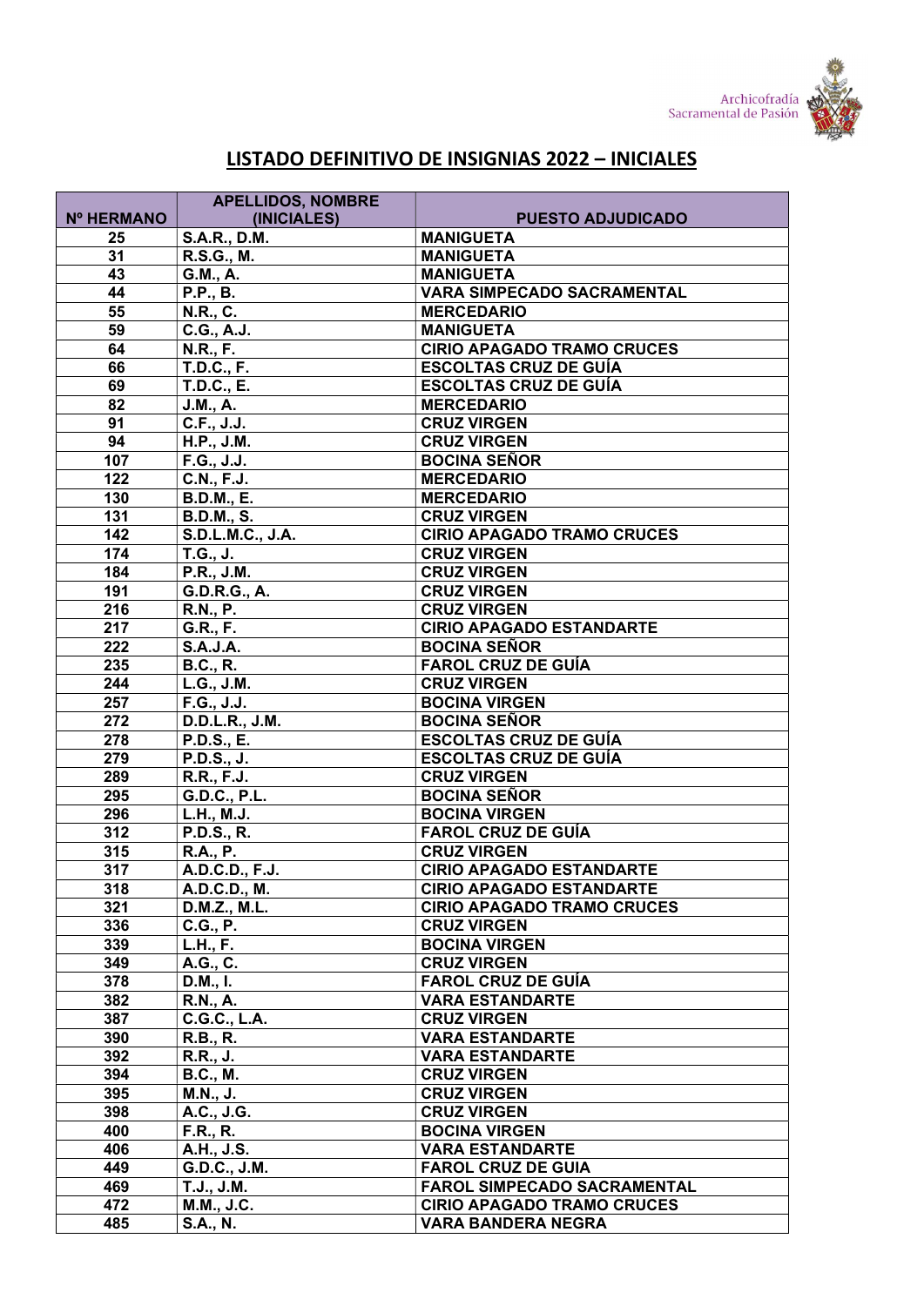Archicofradía Sacramental de Pasión

# LISTADO DEFINITIVO DE INSIGNIAS 2022 – INICIALES

| Nº HERMANO | APELLIDOS, NOMBRE (INICIALES) | PUESTO ADJUDICADO |
|---|---|---|
| 25 | S.A.R., D.M. | MANIGUETA |
| 31 | R.S.G., M. | MANIGUETA |
| 43 | G.M., A. | MANIGUETA |
| 44 | P.P., B. | VARA SIMPECADO SACRAMENTAL |
| 55 | N.R., C. | MERCEDARIO |
| 59 | C.G., A.J. | MANIGUETA |
| 64 | N.R., F. | CIRIO APAGADO TRAMO CRUCES |
| 66 | T.D.C., F. | ESCOLTAS CRUZ DE GUÍA |
| 69 | T.D.C., E. | ESCOLTAS CRUZ DE GUÍA |
| 82 | J.M., A. | MERCEDARIO |
| 91 | C.F., J.J. | CRUZ VIRGEN |
| 94 | H.P., J.M. | CRUZ VIRGEN |
| 107 | F.G., J.J. | BOCINA SEÑOR |
| 122 | C.N., F.J. | MERCEDARIO |
| 130 | B.D.M., E. | MERCEDARIO |
| 131 | B.D.M., S. | CRUZ VIRGEN |
| 142 | S.D.L.M.C., J.A. | CIRIO APAGADO TRAMO CRUCES |
| 174 | T.G., J. | CRUZ VIRGEN |
| 184 | P.R., J.M. | CRUZ VIRGEN |
| 191 | G.D.R.G., A. | CRUZ VIRGEN |
| 216 | R.N., P. | CRUZ VIRGEN |
| 217 | G.R., F. | CIRIO APAGADO ESTANDARTE |
| 222 | S.A.J.A. | BOCINA SEÑOR |
| 235 | B.C., R. | FAROL CRUZ DE GUÍA |
| 244 | L.G., J.M. | CRUZ VIRGEN |
| 257 | F.G., J.J. | BOCINA VIRGEN |
| 272 | D.D.L.R., J.M. | BOCINA SEÑOR |
| 278 | P.D.S., E. | ESCOLTAS CRUZ DE GUÍA |
| 279 | P.D.S., J. | ESCOLTAS CRUZ DE GUÍA |
| 289 | R.R., F.J. | CRUZ VIRGEN |
| 295 | G.D.C., P.L. | BOCINA SEÑOR |
| 296 | L.H., M.J. | BOCINA VIRGEN |
| 312 | P.D.S., R. | FAROL CRUZ DE GUÍA |
| 315 | R.A., P. | CRUZ VIRGEN |
| 317 | A.D.C.D., F.J. | CIRIO APAGADO ESTANDARTE |
| 318 | A.D.C.D., M. | CIRIO APAGADO ESTANDARTE |
| 321 | D.M.Z., M.L. | CIRIO APAGADO TRAMO CRUCES |
| 336 | C.G., P. | CRUZ VIRGEN |
| 339 | L.H., F. | BOCINA VIRGEN |
| 349 | A.G., C. | CRUZ VIRGEN |
| 378 | D.M., I. | FAROL CRUZ DE GUÍA |
| 382 | R.N., A. | VARA ESTANDARTE |
| 387 | C.G.C., L.A. | CRUZ VIRGEN |
| 390 | R.B., R. | VARA ESTANDARTE |
| 392 | R.R., J. | VARA ESTANDARTE |
| 394 | B.C., M. | CRUZ VIRGEN |
| 395 | M.N., J. | CRUZ VIRGEN |
| 398 | A.C., J.G. | CRUZ VIRGEN |
| 400 | F.R., R. | BOCINA VIRGEN |
| 406 | A.H., J.S. | VARA ESTANDARTE |
| 449 | G.D.C., J.M. | FAROL CRUZ DE GUIA |
| 469 | T.J., J.M. | FAROL SIMPECADO SACRAMENTAL |
| 472 | M.M., J.C. | CIRIO APAGADO TRAMO CRUCES |
| 485 | S.A., N. | VARA BANDERA NEGRA |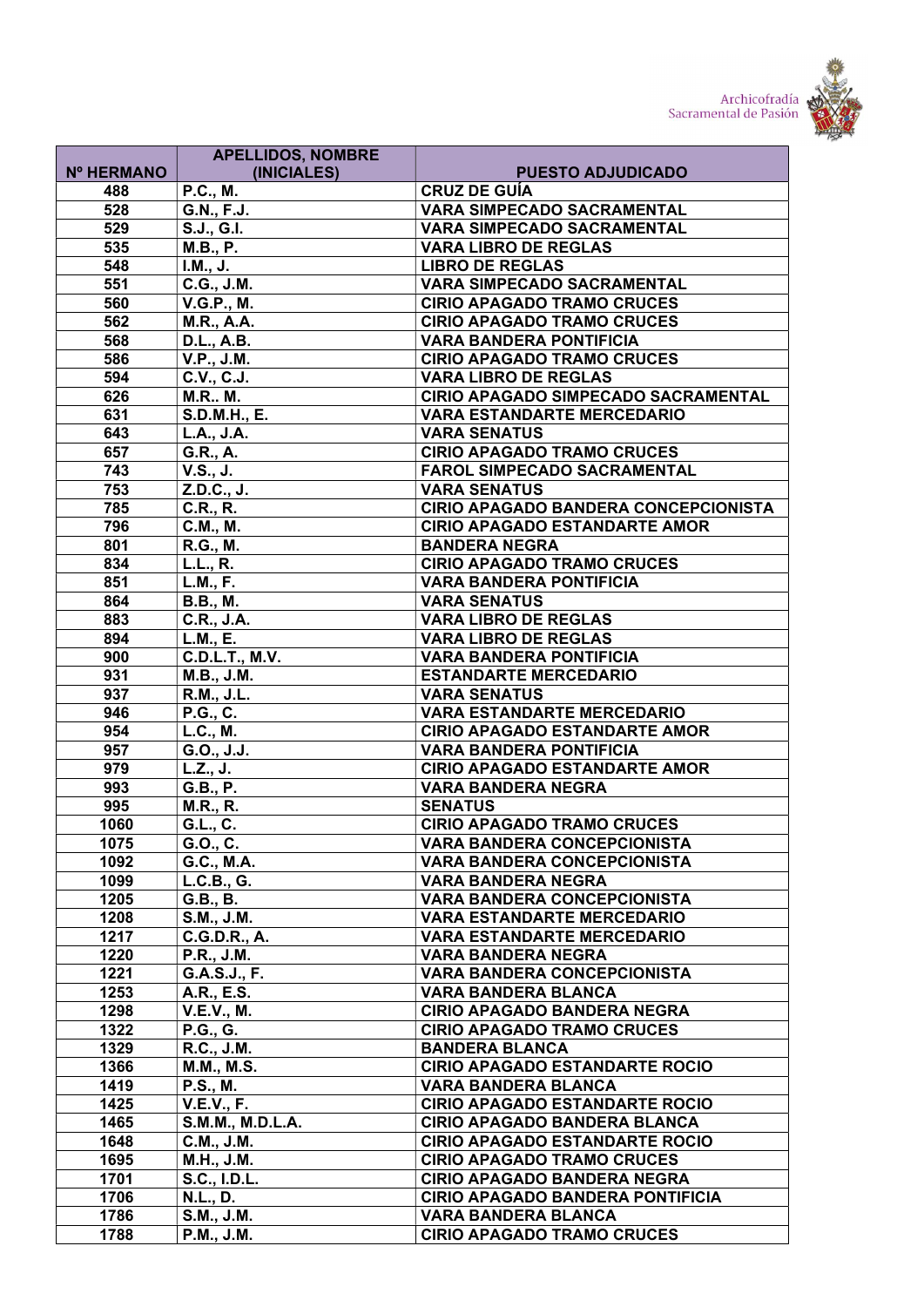| Nº HERMANO | APELLIDOS, NOMBRE (INICIALES) | PUESTO ADJUDICADO |
|---|---|---|
| 488 | P.C., M. | CRUZ DE GUÍA |
| 528 | G.N., F.J. | VARA SIMPECADO SACRAMENTAL |
| 529 | S.J., G.I. | VARA SIMPECADO SACRAMENTAL |
| 535 | M.B., P. | VARA LIBRO DE REGLAS |
| 548 | I.M., J. | LIBRO DE REGLAS |
| 551 | C.G., J.M. | VARA SIMPECADO SACRAMENTAL |
| 560 | V.G.P., M. | CIRIO APAGADO TRAMO CRUCES |
| 562 | M.R., A.A. | CIRIO APAGADO TRAMO CRUCES |
| 568 | D.L., A.B. | VARA BANDERA PONTIFICIA |
| 586 | V.P., J.M. | CIRIO APAGADO TRAMO CRUCES |
| 594 | C.V., C.J. | VARA LIBRO DE REGLAS |
| 626 | M.R.. M. | CIRIO APAGADO SIMPECADO SACRAMENTAL |
| 631 | S.D.M.H., E. | VARA ESTANDARTE MERCEDARIO |
| 643 | L.A., J.A. | VARA SENATUS |
| 657 | G.R., A. | CIRIO APAGADO TRAMO CRUCES |
| 743 | V.S., J. | FAROL SIMPECADO SACRAMENTAL |
| 753 | Z.D.C., J. | VARA SENATUS |
| 785 | C.R., R. | CIRIO APAGADO BANDERA CONCEPCIONISTA |
| 796 | C.M., M. | CIRIO APAGADO ESTANDARTE AMOR |
| 801 | R.G., M. | BANDERA NEGRA |
| 834 | L.L., R. | CIRIO APAGADO TRAMO CRUCES |
| 851 | L.M., F. | VARA BANDERA PONTIFICIA |
| 864 | B.B., M. | VARA SENATUS |
| 883 | C.R., J.A. | VARA LIBRO DE REGLAS |
| 894 | L.M., E. | VARA LIBRO DE REGLAS |
| 900 | C.D.L.T., M.V. | VARA BANDERA PONTIFICIA |
| 931 | M.B., J.M. | ESTANDARTE MERCEDARIO |
| 937 | R.M., J.L. | VARA SENATUS |
| 946 | P.G., C. | VARA ESTANDARTE MERCEDARIO |
| 954 | L.C., M. | CIRIO APAGADO ESTANDARTE AMOR |
| 957 | G.O., J.J. | VARA BANDERA PONTIFICIA |
| 979 | L.Z., J. | CIRIO APAGADO ESTANDARTE AMOR |
| 993 | G.B., P. | VARA BANDERA NEGRA |
| 995 | M.R., R. | SENATUS |
| 1060 | G.L., C. | CIRIO APAGADO TRAMO CRUCES |
| 1075 | G.O., C. | VARA BANDERA CONCEPCIONISTA |
| 1092 | G.C., M.A. | VARA BANDERA CONCEPCIONISTA |
| 1099 | L.C.B., G. | VARA BANDERA NEGRA |
| 1205 | G.B., B. | VARA BANDERA CONCEPCIONISTA |
| 1208 | S.M., J.M. | VARA ESTANDARTE MERCEDARIO |
| 1217 | C.G.D.R., A. | VARA ESTANDARTE MERCEDARIO |
| 1220 | P.R., J.M. | VARA BANDERA NEGRA |
| 1221 | G.A.S.J., F. | VARA BANDERA CONCEPCIONISTA |
| 1253 | A.R., E.S. | VARA BANDERA BLANCA |
| 1298 | V.E.V., M. | CIRIO APAGADO BANDERA NEGRA |
| 1322 | P.G., G. | CIRIO APAGADO TRAMO CRUCES |
| 1329 | R.C., J.M. | BANDERA BLANCA |
| 1366 | M.M., M.S. | CIRIO APAGADO ESTANDARTE ROCIO |
| 1419 | P.S., M. | VARA BANDERA BLANCA |
| 1425 | V.E.V., F. | CIRIO APAGADO ESTANDARTE ROCIO |
| 1465 | S.M.M., M.D.L.A. | CIRIO APAGADO BANDERA BLANCA |
| 1648 | C.M., J.M. | CIRIO APAGADO ESTANDARTE ROCIO |
| 1695 | M.H., J.M. | CIRIO APAGADO TRAMO CRUCES |
| 1701 | S.C., I.D.L. | CIRIO APAGADO BANDERA NEGRA |
| 1706 | N.L., D. | CIRIO APAGADO BANDERA PONTIFICIA |
| 1786 | S.M., J.M. | VARA BANDERA BLANCA |
| 1788 | P.M., J.M. | CIRIO APAGADO TRAMO CRUCES |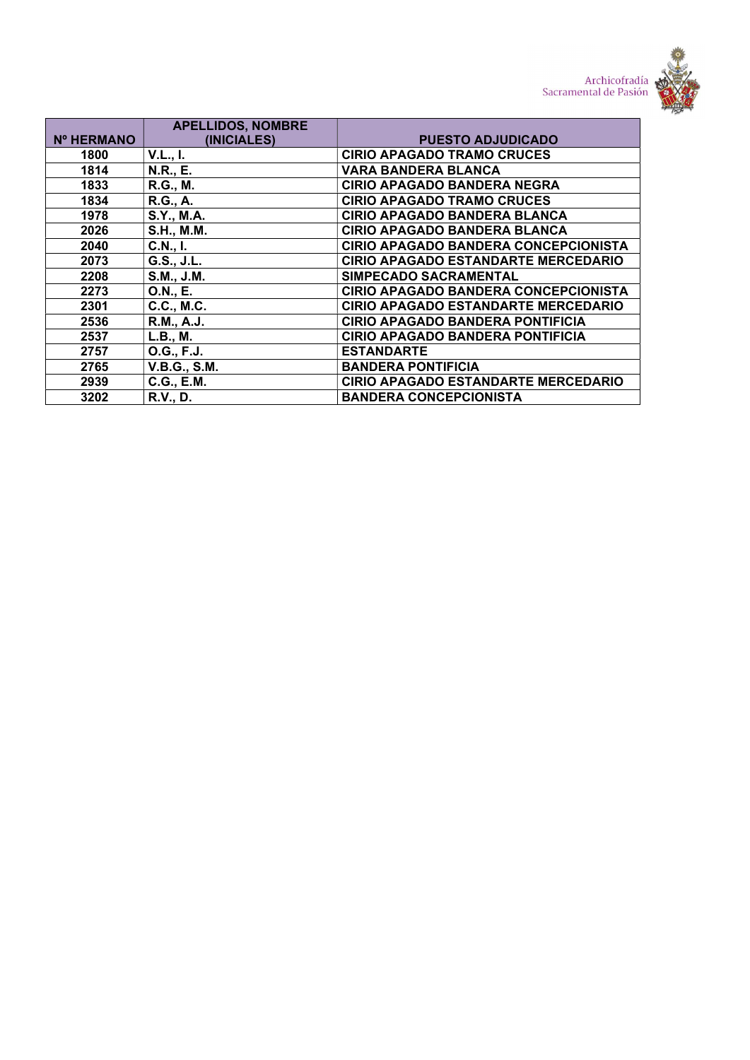| Nº HERMANO | APELLIDOS, NOMBRE (INICIALES) | PUESTO ADJUDICADO |
|---|---|---|
| 1800 | V.L., I. | CIRIO APAGADO TRAMO CRUCES |
| 1814 | N.R., E. | VARA BANDERA BLANCA |
| 1833 | R.G., M. | CIRIO APAGADO BANDERA NEGRA |
| 1834 | R.G., A. | CIRIO APAGADO TRAMO CRUCES |
| 1978 | S.Y., M.A. | CIRIO APAGADO BANDERA BLANCA |
| 2026 | S.H., M.M. | CIRIO APAGADO BANDERA BLANCA |
| 2040 | C.N., I. | CIRIO APAGADO BANDERA CONCEPCIONISTA |
| 2073 | G.S., J.L. | CIRIO APAGADO ESTANDARTE MERCEDARIO |
| 2208 | S.M., J.M. | SIMPECADO SACRAMENTAL |
| 2273 | O.N., E. | CIRIO APAGADO BANDERA CONCEPCIONISTA |
| 2301 | C.C., M.C. | CIRIO APAGADO ESTANDARTE MERCEDARIO |
| 2536 | R.M., A.J. | CIRIO APAGADO BANDERA PONTIFICIA |
| 2537 | L.B., M. | CIRIO APAGADO BANDERA PONTIFICIA |
| 2757 | O.G., F.J. | ESTANDARTE |
| 2765 | V.B.G., S.M. | BANDERA PONTIFICIA |
| 2939 | C.G., E.M. | CIRIO APAGADO ESTANDARTE MERCEDARIO |
| 3202 | R.V., D. | BANDERA CONCEPCIONISTA |